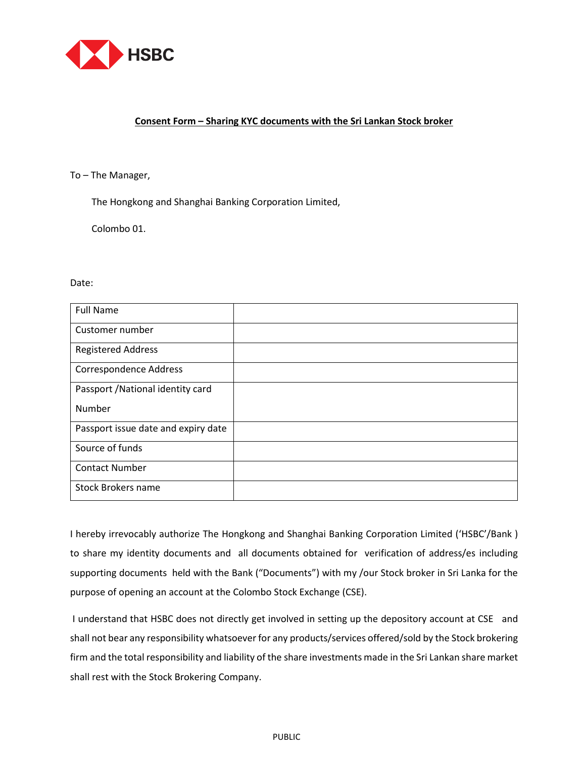HSBC

**Consent Form – Sharing KYC documents with the Sri Lankan Stock broker**

To – The Manager,

The Hongkong and Shanghai Banking Corporation Limited,

Colombo 01.

Date:

| | |
|---|---|
| Full Name | |
| Customer number | |
| Registered Address | |
| Correspondence Address | |
| Passport /National identity card Number | |
| Passport issue date and expiry date | |
| Source of funds | |
| Contact Number | |
| Stock Brokers name | |

I hereby irrevocably authorize The Hongkong and Shanghai Banking Corporation Limited ('HSBC'/Bank ) to share my identity documents and all documents obtained for verification of address/es including supporting documents held with the Bank ("Documents") with my /our Stock broker in Sri Lanka for the purpose of opening an account at the Colombo Stock Exchange (CSE).

I understand that HSBC does not directly get involved in setting up the depository account at CSE and shall not bear any responsibility whatsoever for any products/services offered/sold by the Stock brokering firm and the total responsibility and liability of the share investments made in the Sri Lankan share market shall rest with the Stock Brokering Company.

PUBLIC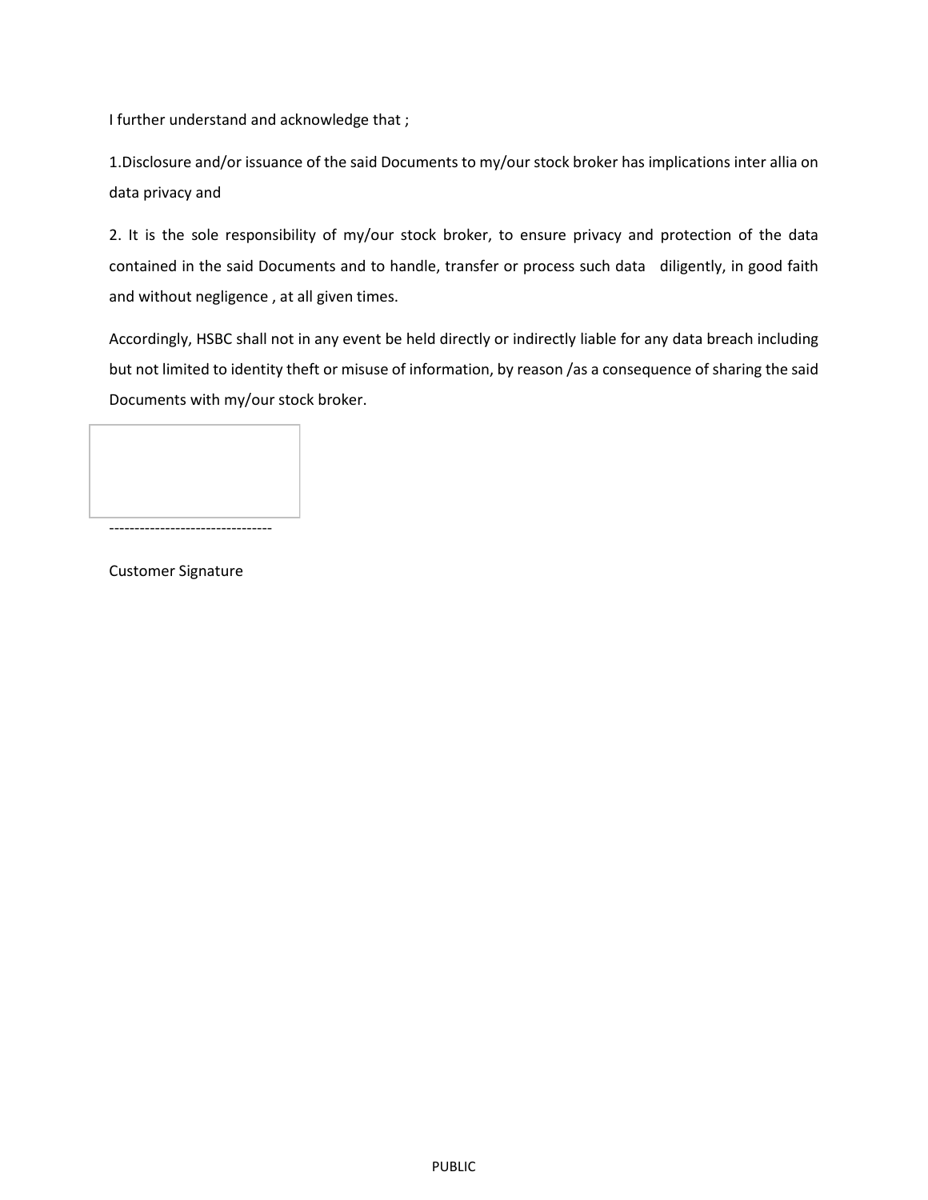I further understand and acknowledge that ;

1.Disclosure and/or issuance of the said Documents to my/our stock broker has implications inter allia on data privacy and

2. It is the sole responsibility of my/our stock broker, to ensure privacy and protection of the data contained in the said Documents and to handle, transfer or process such data diligently, in good faith and without negligence , at all given times.

Accordingly, HSBC shall not in any event be held directly or indirectly liable for any data breach including but not limited to identity theft or misuse of information, by reason /as a consequence of sharing the said Documents with my/our stock broker.

--------------------------------

Customer Signature

PUBLIC